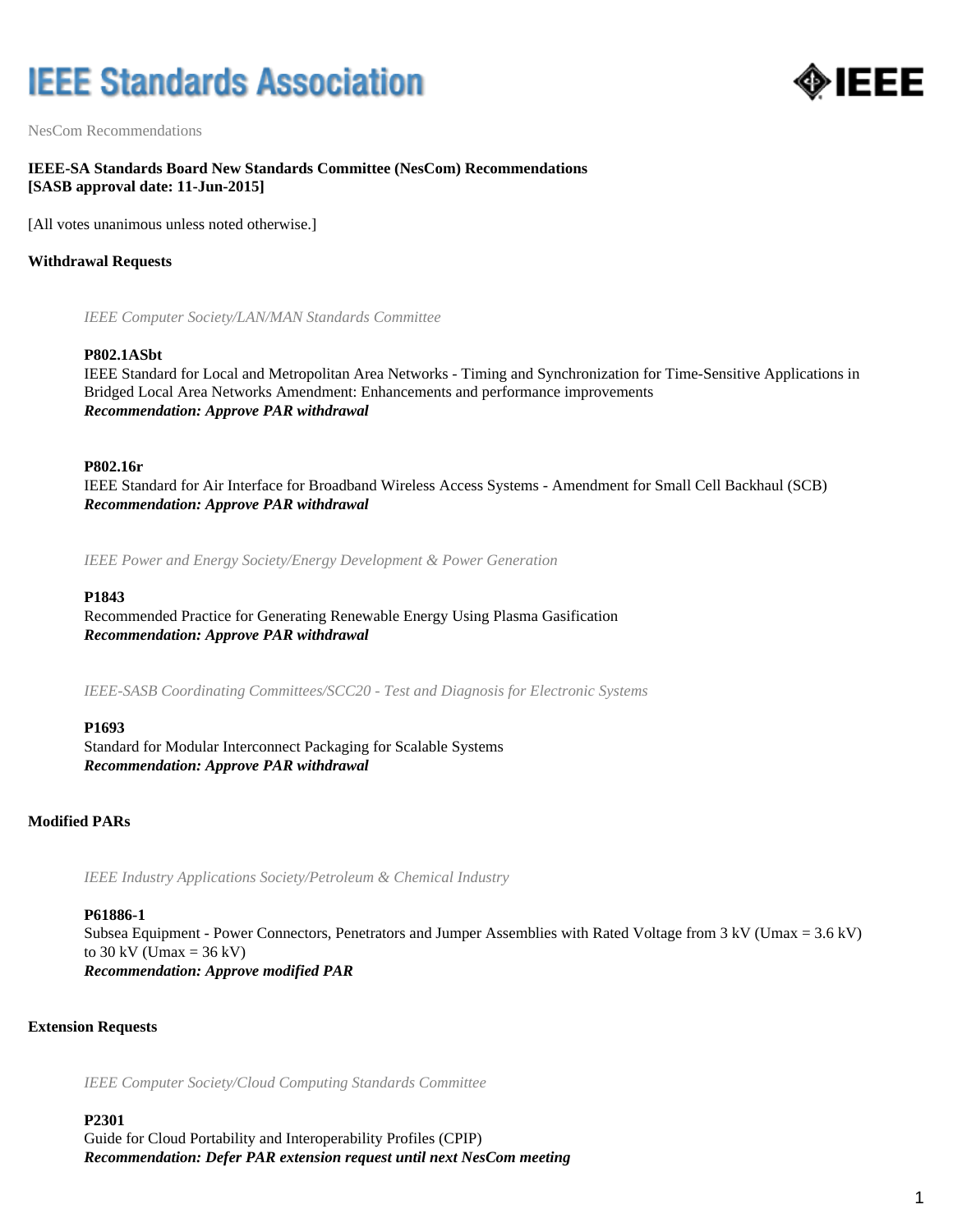NesCom Recommendations

**IEEE-SA Standards Board New Standards Committee (NesCom) Recommendations**
**[SASB approval date: 11-Jun-2015]**

[All votes unanimous unless noted otherwise.]

**Withdrawal Requests**

*IEEE Computer Society/LAN/MAN Standards Committee*

**P802.1ASbt**
IEEE Standard for Local and Metropolitan Area Networks - Timing and Synchronization for Time-Sensitive Applications in Bridged Local Area Networks Amendment: Enhancements and performance improvements
***Recommendation: Approve PAR withdrawal***

**P802.16r**
IEEE Standard for Air Interface for Broadband Wireless Access Systems - Amendment for Small Cell Backhaul (SCB)
***Recommendation: Approve PAR withdrawal***

*IEEE Power and Energy Society/Energy Development & Power Generation*

**P1843**
Recommended Practice for Generating Renewable Energy Using Plasma Gasification
***Recommendation: Approve PAR withdrawal***

*IEEE-SASB Coordinating Committees/SCC20 - Test and Diagnosis for Electronic Systems*

**P1693**
Standard for Modular Interconnect Packaging for Scalable Systems
***Recommendation: Approve PAR withdrawal***

**Modified PARs**

*IEEE Industry Applications Society/Petroleum & Chemical Industry*

**P61886-1**
Subsea Equipment - Power Connectors, Penetrators and Jumper Assemblies with Rated Voltage from 3 kV (Umax = 3.6 kV) to 30 kV (Umax = 36 kV)
***Recommendation: Approve modified PAR***

**Extension Requests**

*IEEE Computer Society/Cloud Computing Standards Committee*

**P2301**
Guide for Cloud Portability and Interoperability Profiles (CPIP)
***Recommendation: Defer PAR extension request until next NesCom meeting***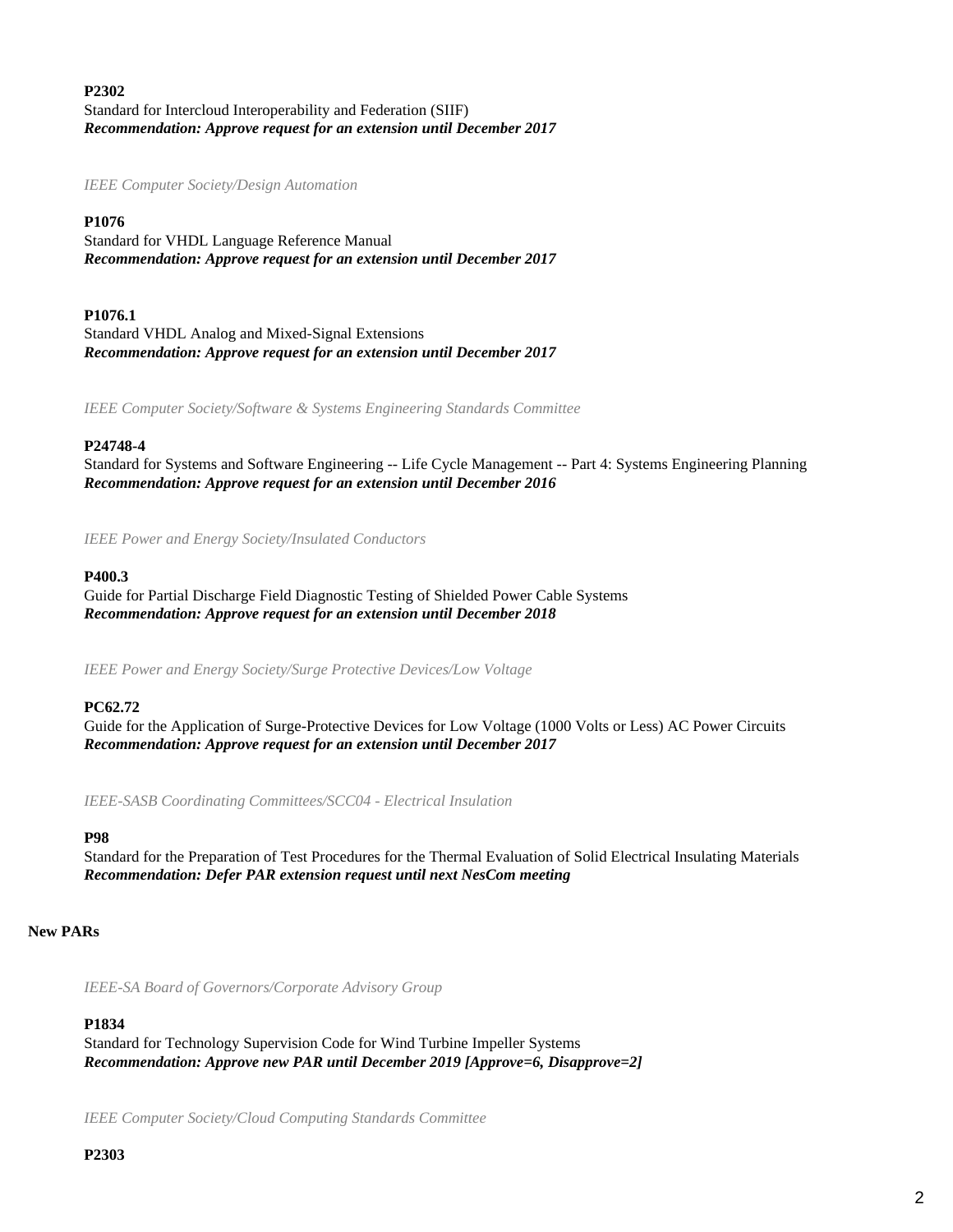**P2302**

Standard for Intercloud Interoperability and Federation (SIIF)

***Recommendation: Approve request for an extension until December 2017***

*IEEE Computer Society/Design Automation*

**P1076**

Standard for VHDL Language Reference Manual

***Recommendation: Approve request for an extension until December 2017***

**P1076.1**

Standard VHDL Analog and Mixed-Signal Extensions

***Recommendation: Approve request for an extension until December 2017***

*IEEE Computer Society/Software & Systems Engineering Standards Committee*

**P24748-4**

Standard for Systems and Software Engineering -- Life Cycle Management -- Part 4: Systems Engineering Planning

***Recommendation: Approve request for an extension until December 2016***

*IEEE Power and Energy Society/Insulated Conductors*

**P400.3**

Guide for Partial Discharge Field Diagnostic Testing of Shielded Power Cable Systems

***Recommendation: Approve request for an extension until December 2018***

*IEEE Power and Energy Society/Surge Protective Devices/Low Voltage*

**PC62.72**

Guide for the Application of Surge-Protective Devices for Low Voltage (1000 Volts or Less) AC Power Circuits

***Recommendation: Approve request for an extension until December 2017***

*IEEE-SASB Coordinating Committees/SCC04 - Electrical Insulation*

**P98**

Standard for the Preparation of Test Procedures for the Thermal Evaluation of Solid Electrical Insulating Materials

***Recommendation: Defer PAR extension request until next NesCom meeting***

**New PARs**

*IEEE-SA Board of Governors/Corporate Advisory Group*

**P1834**

Standard for Technology Supervision Code for Wind Turbine Impeller Systems

***Recommendation: Approve new PAR until December 2019 [Approve=6, Disapprove=2]***

*IEEE Computer Society/Cloud Computing Standards Committee*

**P2303**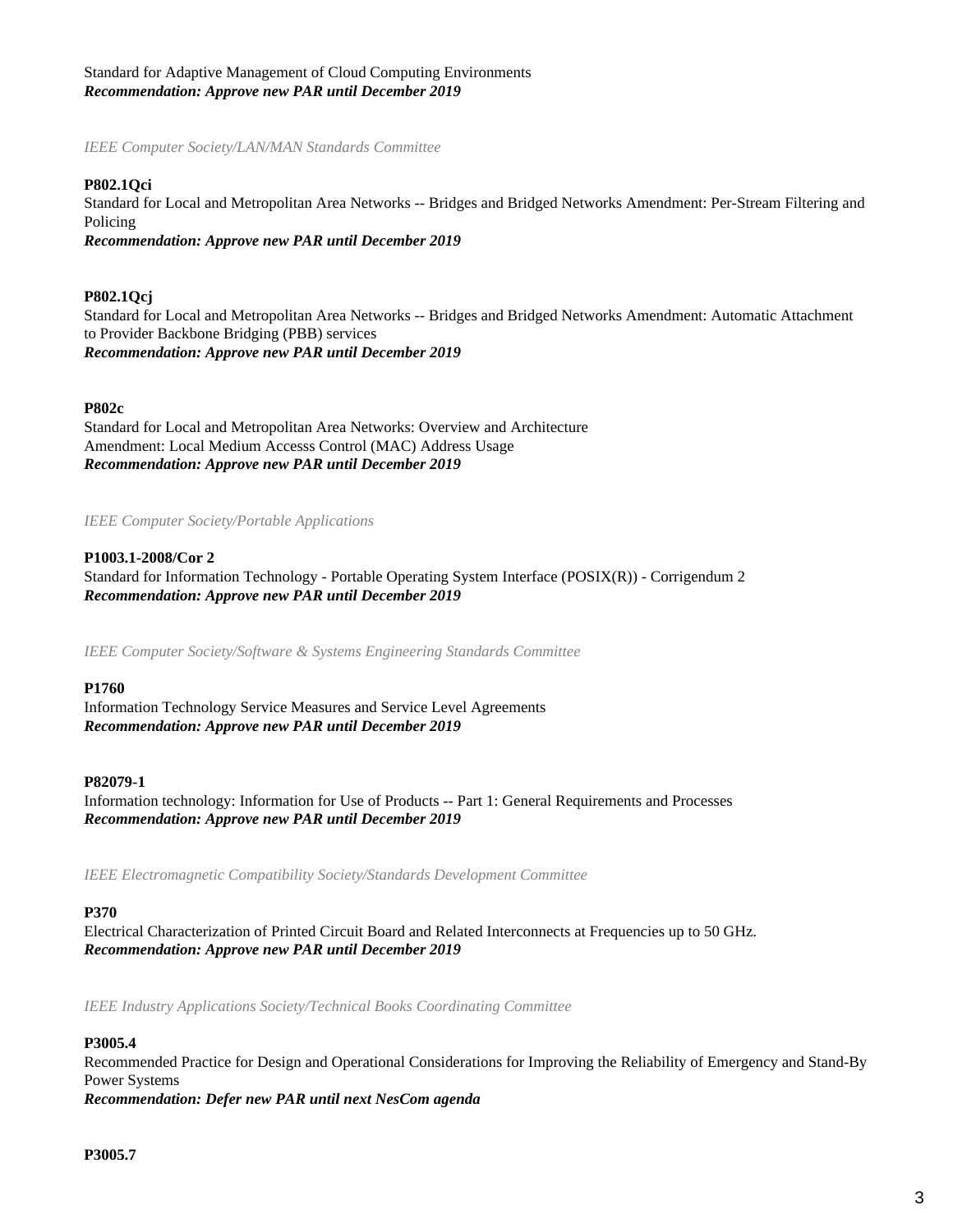Standard for Adaptive Management of Cloud Computing Environments
***Recommendation: Approve new PAR until December 2019***

*IEEE Computer Society/LAN/MAN Standards Committee*

**P802.1Qci**
Standard for Local and Metropolitan Area Networks -- Bridges and Bridged Networks Amendment: Per-Stream Filtering and Policing
***Recommendation: Approve new PAR until December 2019***

**P802.1Qcj**
Standard for Local and Metropolitan Area Networks -- Bridges and Bridged Networks Amendment: Automatic Attachment to Provider Backbone Bridging (PBB) services
***Recommendation: Approve new PAR until December 2019***

**P802c**
Standard for Local and Metropolitan Area Networks: Overview and Architecture
Amendment: Local Medium Accesss Control (MAC) Address Usage
***Recommendation: Approve new PAR until December 2019***

*IEEE Computer Society/Portable Applications*

**P1003.1-2008/Cor 2**
Standard for Information Technology - Portable Operating System Interface (POSIX(R)) - Corrigendum 2
***Recommendation: Approve new PAR until December 2019***

*IEEE Computer Society/Software & Systems Engineering Standards Committee*

**P1760**
Information Technology Service Measures and Service Level Agreements
***Recommendation: Approve new PAR until December 2019***

**P82079-1**
Information technology: Information for Use of Products -- Part 1: General Requirements and Processes
***Recommendation: Approve new PAR until December 2019***

*IEEE Electromagnetic Compatibility Society/Standards Development Committee*

**P370**
Electrical Characterization of Printed Circuit Board and Related Interconnects at Frequencies up to 50 GHz.
***Recommendation: Approve new PAR until December 2019***

*IEEE Industry Applications Society/Technical Books Coordinating Committee*

**P3005.4**
Recommended Practice for Design and Operational Considerations for Improving the Reliability of Emergency and Stand-By Power Systems
***Recommendation: Defer new PAR until next NesCom agenda***

**P3005.7**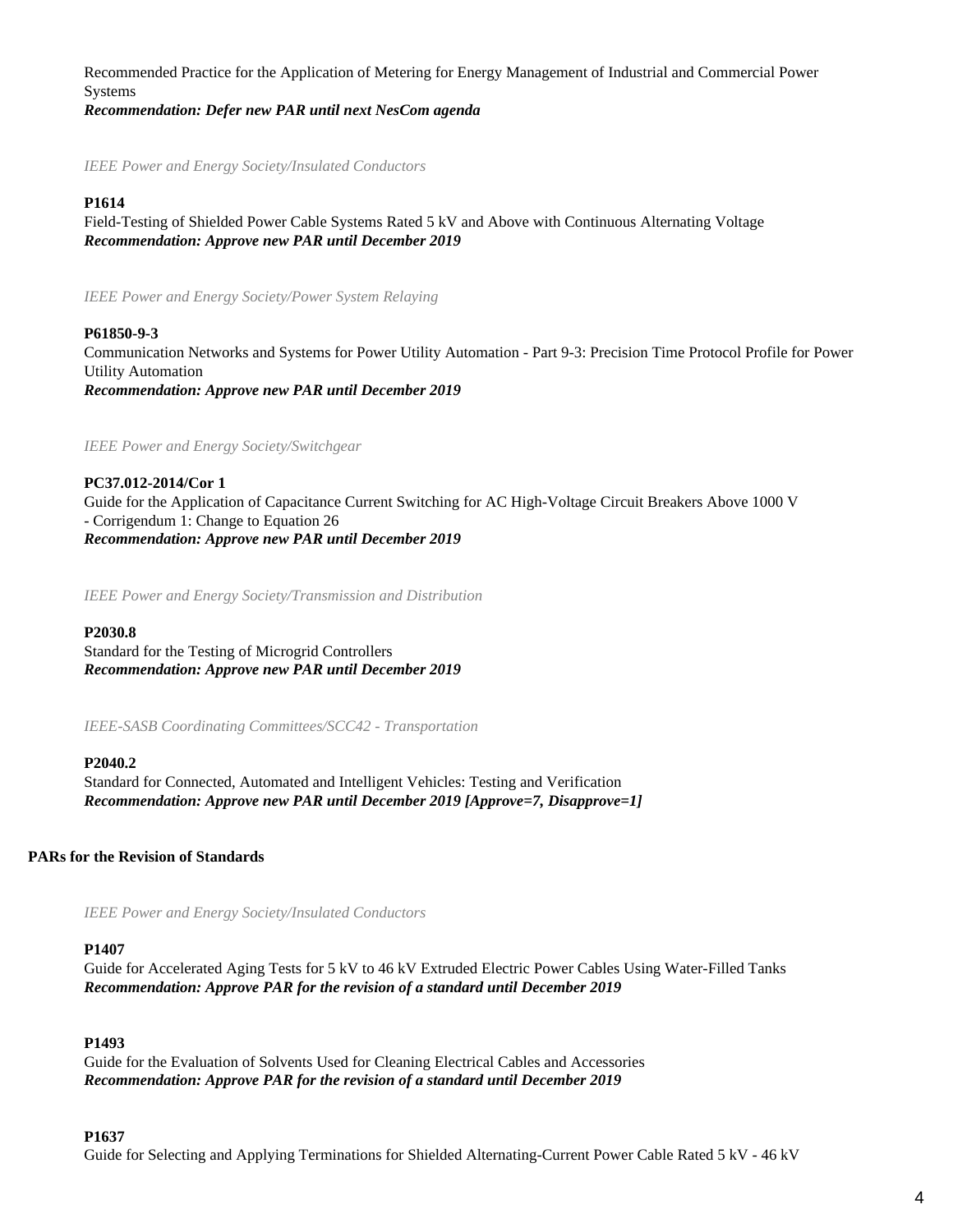Recommended Practice for the Application of Metering for Energy Management of Industrial and Commercial Power Systems
***Recommendation: Defer new PAR until next NesCom agenda***

*IEEE Power and Energy Society/Insulated Conductors*

**P1614**
Field-Testing of Shielded Power Cable Systems Rated 5 kV and Above with Continuous Alternating Voltage
***Recommendation: Approve new PAR until December 2019***

*IEEE Power and Energy Society/Power System Relaying*

**P61850-9-3**
Communication Networks and Systems for Power Utility Automation - Part 9-3: Precision Time Protocol Profile for Power Utility Automation
***Recommendation: Approve new PAR until December 2019***

*IEEE Power and Energy Society/Switchgear*

**PC37.012-2014/Cor 1**
Guide for the Application of Capacitance Current Switching for AC High-Voltage Circuit Breakers Above 1000 V - Corrigendum 1: Change to Equation 26
***Recommendation: Approve new PAR until December 2019***

*IEEE Power and Energy Society/Transmission and Distribution*

**P2030.8**
Standard for the Testing of Microgrid Controllers
***Recommendation: Approve new PAR until December 2019***

*IEEE-SASB Coordinating Committees/SCC42 - Transportation*

**P2040.2**
Standard for Connected, Automated and Intelligent Vehicles: Testing and Verification
***Recommendation: Approve new PAR until December 2019 [Approve=7, Disapprove=1]***

**PARs for the Revision of Standards**

*IEEE Power and Energy Society/Insulated Conductors*

**P1407**
Guide for Accelerated Aging Tests for 5 kV to 46 kV Extruded Electric Power Cables Using Water-Filled Tanks
***Recommendation: Approve PAR for the revision of a standard until December 2019***

**P1493**
Guide for the Evaluation of Solvents Used for Cleaning Electrical Cables and Accessories
***Recommendation: Approve PAR for the revision of a standard until December 2019***

**P1637**
Guide for Selecting and Applying Terminations for Shielded Alternating-Current Power Cable Rated 5 kV - 46 kV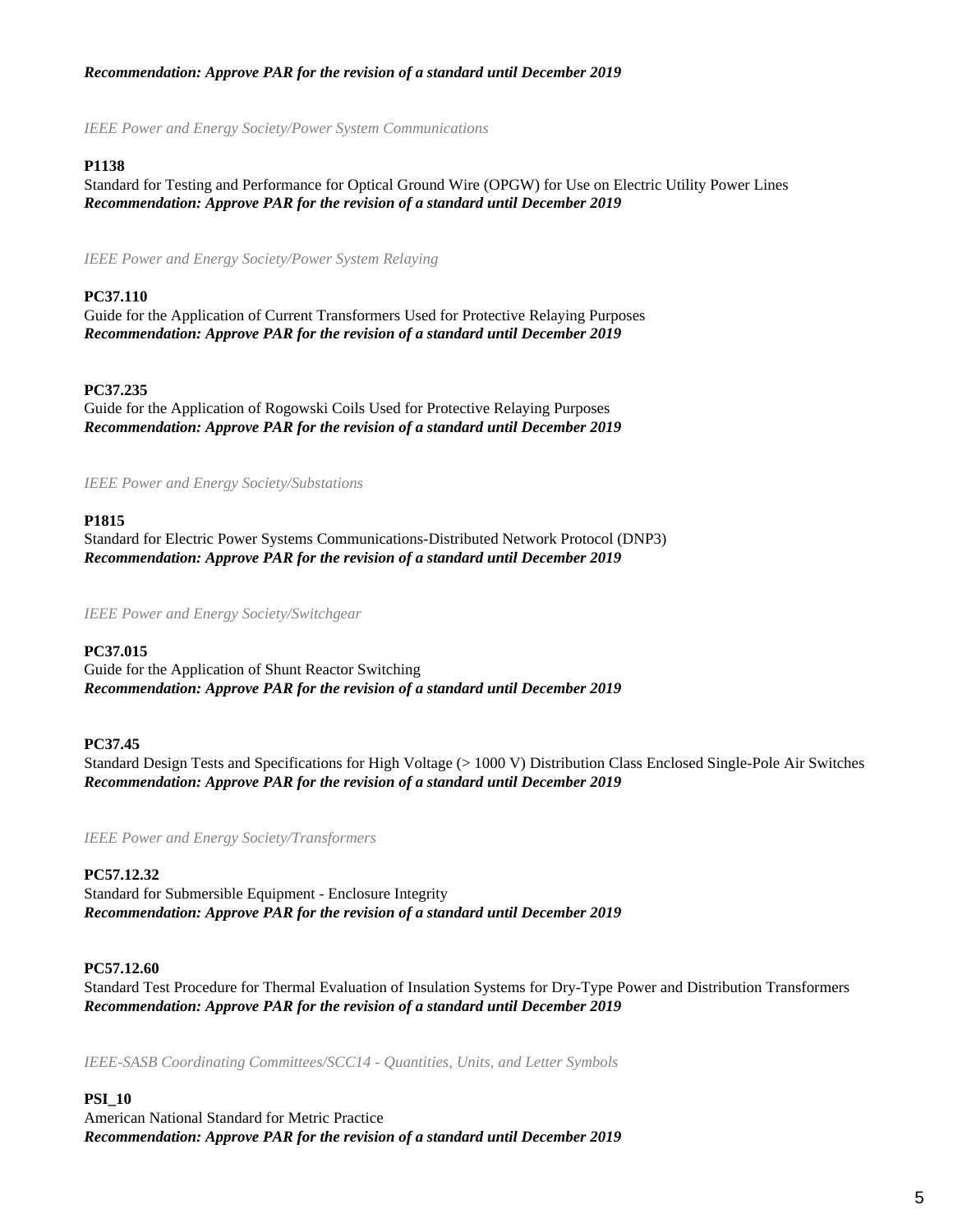***Recommendation: Approve PAR for the revision of a standard until December 2019***

*IEEE Power and Energy Society/Power System Communications*

**P1138**
Standard for Testing and Performance for Optical Ground Wire (OPGW) for Use on Electric Utility Power Lines
***Recommendation: Approve PAR for the revision of a standard until December 2019***

*IEEE Power and Energy Society/Power System Relaying*

**PC37.110**
Guide for the Application of Current Transformers Used for Protective Relaying Purposes
***Recommendation: Approve PAR for the revision of a standard until December 2019***

**PC37.235**
Guide for the Application of Rogowski Coils Used for Protective Relaying Purposes
***Recommendation: Approve PAR for the revision of a standard until December 2019***

*IEEE Power and Energy Society/Substations*

**P1815**
Standard for Electric Power Systems Communications-Distributed Network Protocol (DNP3)
***Recommendation: Approve PAR for the revision of a standard until December 2019***

*IEEE Power and Energy Society/Switchgear*

**PC37.015**
Guide for the Application of Shunt Reactor Switching
***Recommendation: Approve PAR for the revision of a standard until December 2019***

**PC37.45**
Standard Design Tests and Specifications for High Voltage (> 1000 V) Distribution Class Enclosed Single-Pole Air Switches
***Recommendation: Approve PAR for the revision of a standard until December 2019***

*IEEE Power and Energy Society/Transformers*

**PC57.12.32**
Standard for Submersible Equipment - Enclosure Integrity
***Recommendation: Approve PAR for the revision of a standard until December 2019***

**PC57.12.60**
Standard Test Procedure for Thermal Evaluation of Insulation Systems for Dry-Type Power and Distribution Transformers
***Recommendation: Approve PAR for the revision of a standard until December 2019***

*IEEE-SASB Coordinating Committees/SCC14 - Quantities, Units, and Letter Symbols*

**PSI_10**
American National Standard for Metric Practice
***Recommendation: Approve PAR for the revision of a standard until December 2019***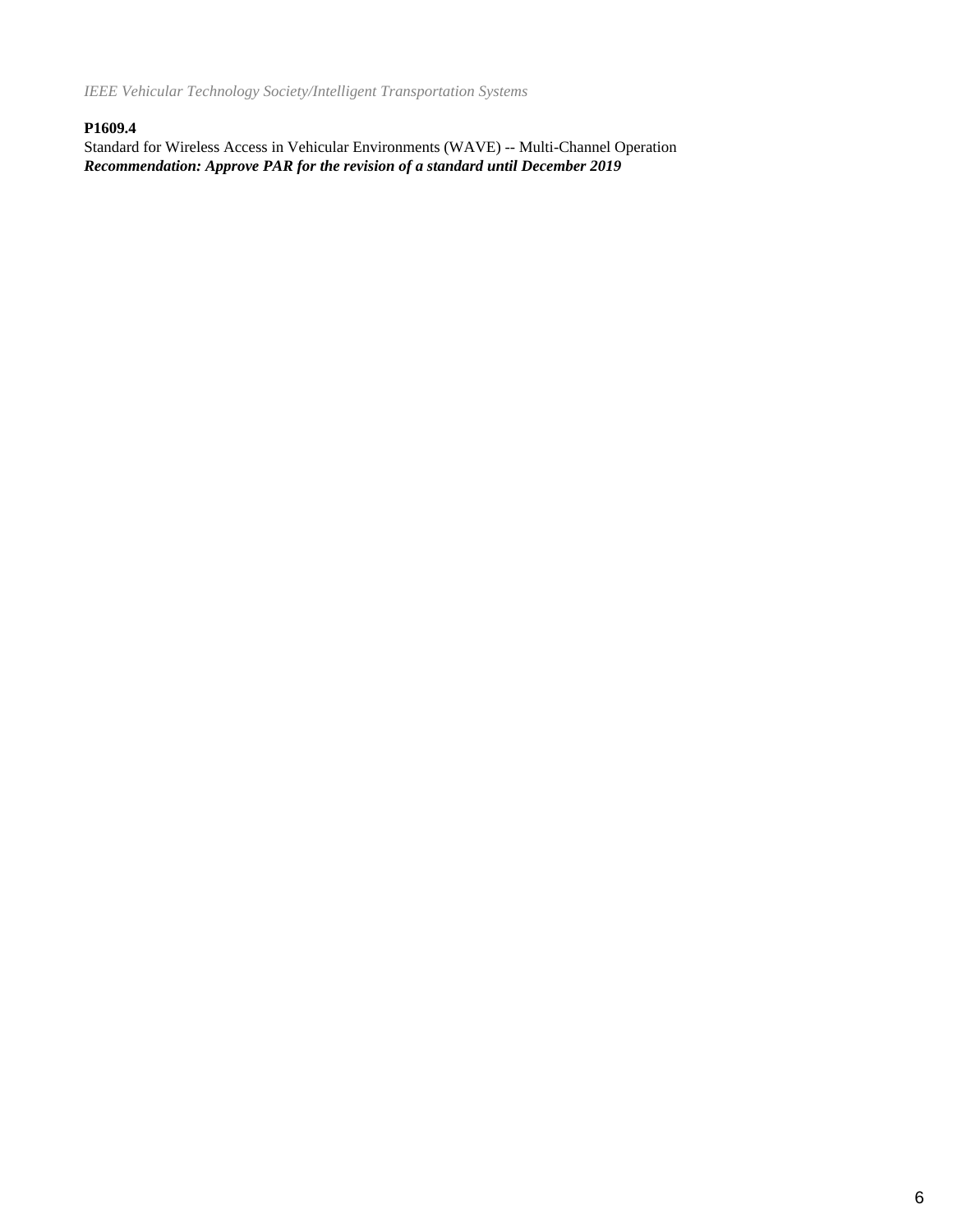*IEEE Vehicular Technology Society/Intelligent Transportation Systems*

**P1609.4**
Standard for Wireless Access in Vehicular Environments (WAVE) -- Multi-Channel Operation
***Recommendation: Approve PAR for the revision of a standard until December 2019***